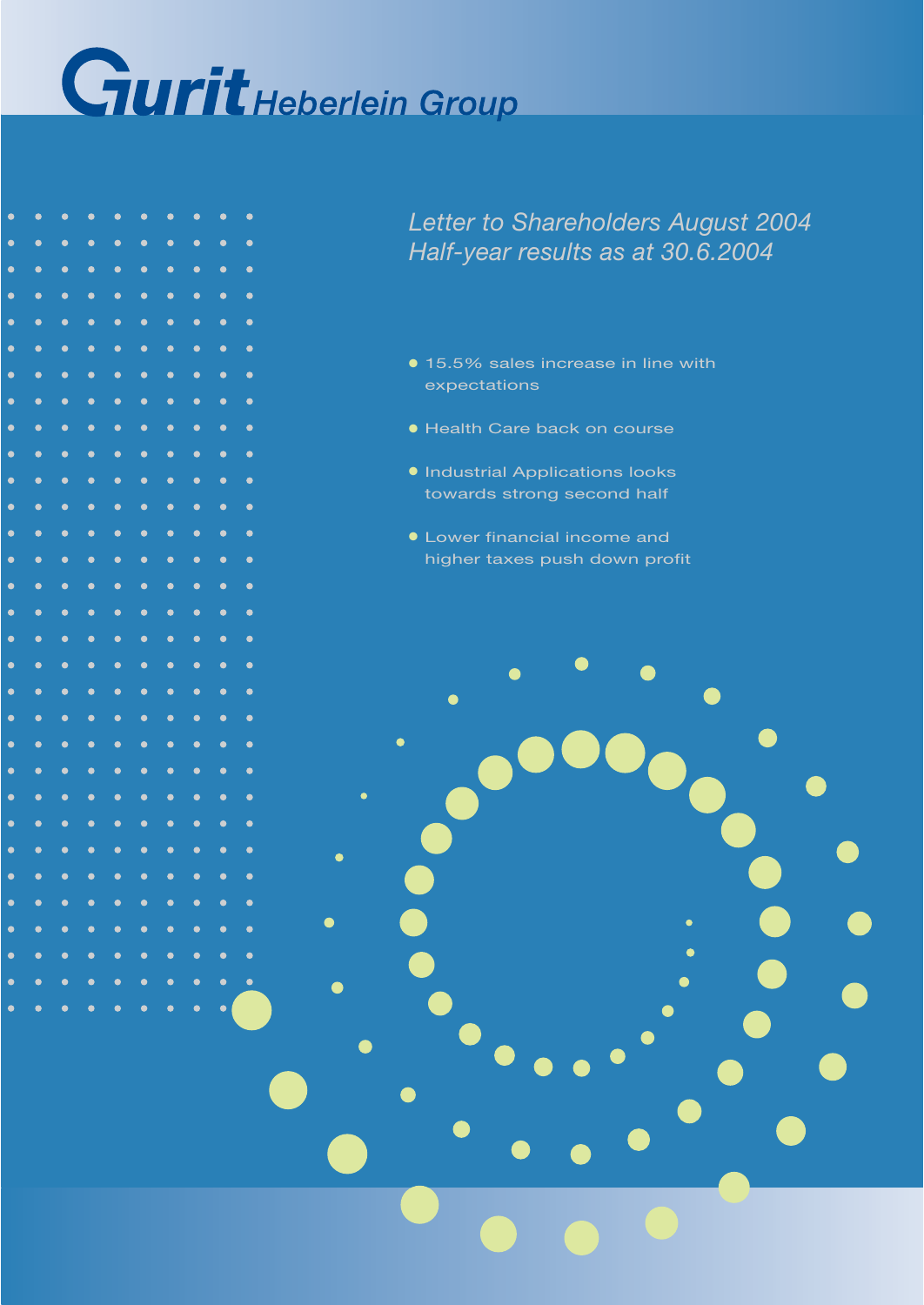# Gurit Heberlein Group

*Letter to Shareholders August 2004*
*Half-year results as at 30.6.2004*

- 15.5% sales increase in line with expectations
- Health Care back on course
- Industrial Applications looks towards strong second half
- Lower financial income and higher taxes push down profit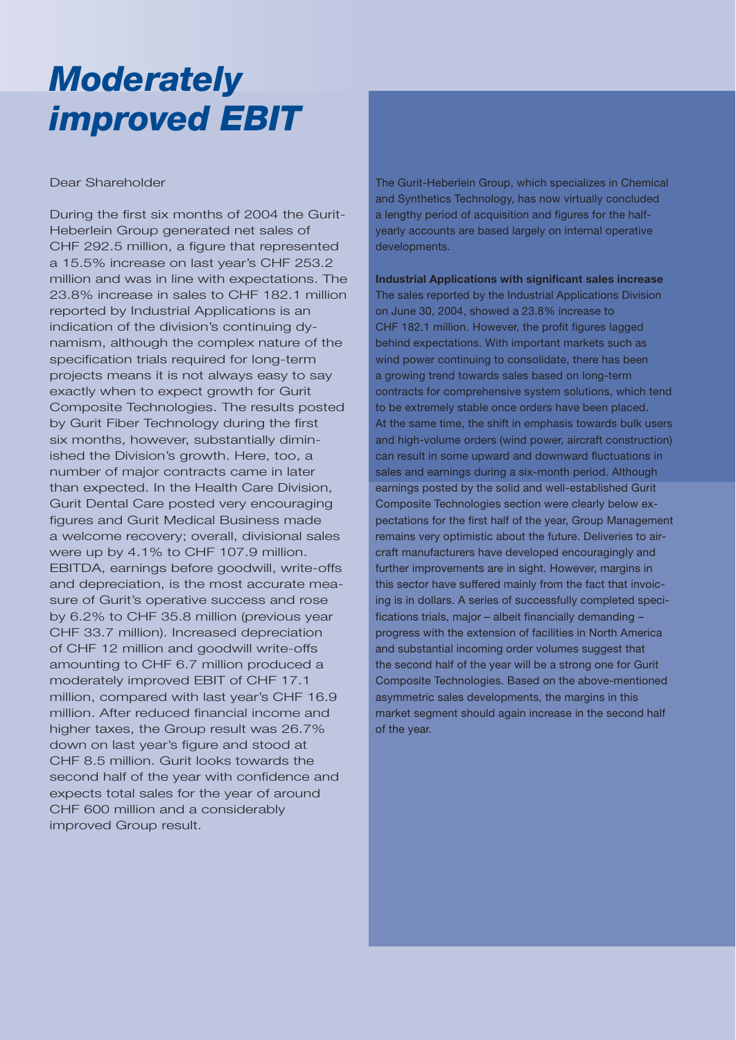# *Moderately improved EBIT*

Dear Shareholder

During the first six months of 2004 the Gurit-Heberlein Group generated net sales of CHF 292.5 million, a figure that represented a 15.5% increase on last year's CHF 253.2 million and was in line with expectations. The 23.8% increase in sales to CHF 182.1 million reported by Industrial Applications is an indication of the division's continuing dynamism, although the complex nature of the specification trials required for long-term projects means it is not always easy to say exactly when to expect growth for Gurit Composite Technologies. The results posted by Gurit Fiber Technology during the first six months, however, substantially diminished the Division's growth. Here, too, a number of major contracts came in later than expected. In the Health Care Division, Gurit Dental Care posted very encouraging figures and Gurit Medical Business made a welcome recovery; overall, divisional sales were up by 4.1% to CHF 107.9 million. EBITDA, earnings before goodwill, write-offs and depreciation, is the most accurate measure of Gurit's operative success and rose by 6.2% to CHF 35.8 million (previous year CHF 33.7 million). Increased depreciation of CHF 12 million and goodwill write-offs amounting to CHF 6.7 million produced a moderately improved EBIT of CHF 17.1 million, compared with last year's CHF 16.9 million. After reduced financial income and higher taxes, the Group result was 26.7% down on last year's figure and stood at CHF 8.5 million. Gurit looks towards the second half of the year with confidence and expects total sales for the year of around CHF 600 million and a considerably improved Group result.

The Gurit-Heberlein Group, which specializes in Chemical and Synthetics Technology, has now virtually concluded a lengthy period of acquisition and figures for the half-yearly accounts are based largely on internal operative developments.

**Industrial Applications with significant sales increase**

The sales reported by the Industrial Applications Division on June 30, 2004, showed a 23.8% increase to CHF 182.1 million. However, the profit figures lagged behind expectations. With important markets such as wind power continuing to consolidate, there has been a growing trend towards sales based on long-term contracts for comprehensive system solutions, which tend to be extremely stable once orders have been placed. At the same time, the shift in emphasis towards bulk users and high-volume orders (wind power, aircraft construction) can result in some upward and downward fluctuations in sales and earnings during a six-month period. Although earnings posted by the solid and well-established Gurit Composite Technologies section were clearly below expectations for the first half of the year, Group Management remains very optimistic about the future. Deliveries to aircraft manufacturers have developed encouragingly and further improvements are in sight. However, margins in this sector have suffered mainly from the fact that invoicing is in dollars. A series of successfully completed specifications trials, major – albeit financially demanding – progress with the extension of facilities in North America and substantial incoming order volumes suggest that the second half of the year will be a strong one for Gurit Composite Technologies. Based on the above-mentioned asymmetric sales developments, the margins in this market segment should again increase in the second half of the year.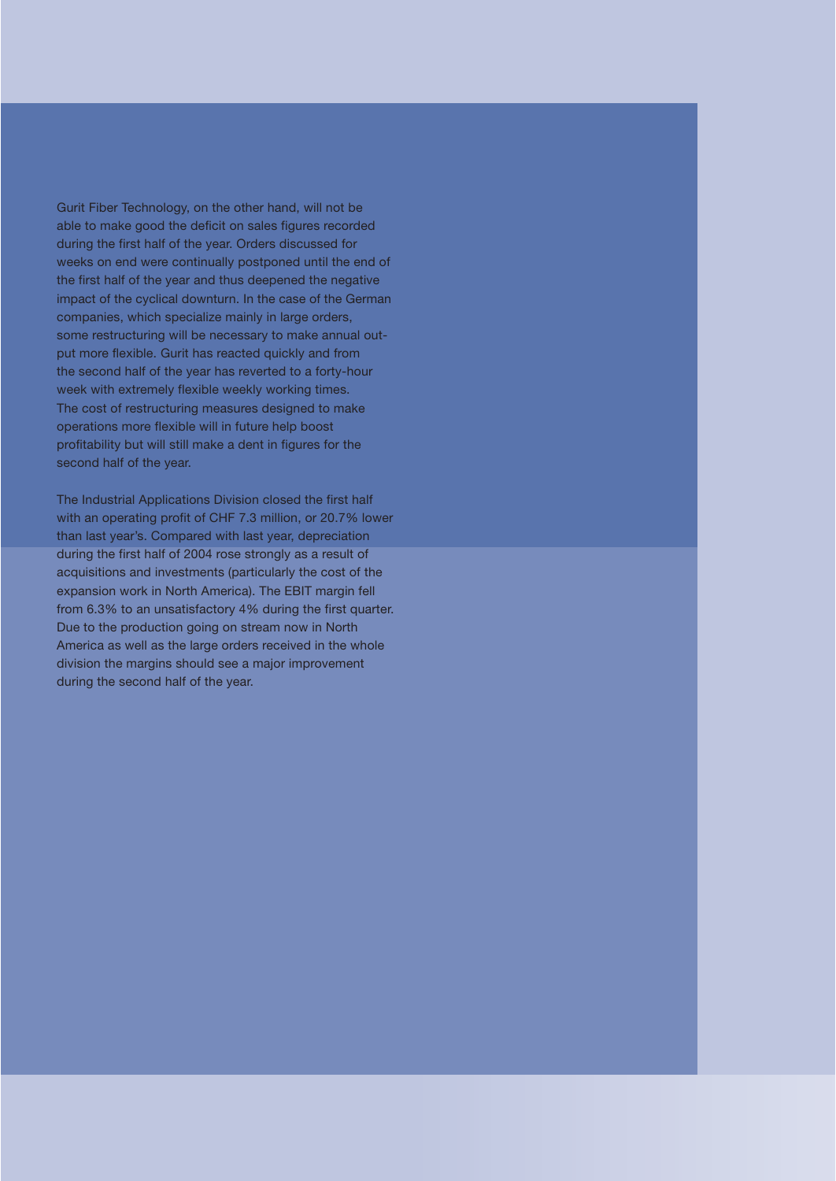Gurit Fiber Technology, on the other hand, will not be able to make good the deficit on sales figures recorded during the first half of the year. Orders discussed for weeks on end were continually postponed until the end of the first half of the year and thus deepened the negative impact of the cyclical downturn. In the case of the German companies, which specialize mainly in large orders, some restructuring will be necessary to make annual output more flexible. Gurit has reacted quickly and from the second half of the year has reverted to a forty-hour week with extremely flexible weekly working times. The cost of restructuring measures designed to make operations more flexible will in future help boost profitability but will still make a dent in figures for the second half of the year.

The Industrial Applications Division closed the first half with an operating profit of CHF 7.3 million, or 20.7% lower than last year's. Compared with last year, depreciation during the first half of 2004 rose strongly as a result of acquisitions and investments (particularly the cost of the expansion work in North America). The EBIT margin fell from 6.3% to an unsatisfactory 4% during the first quarter. Due to the production going on stream now in North America as well as the large orders received in the whole division the margins should see a major improvement during the second half of the year.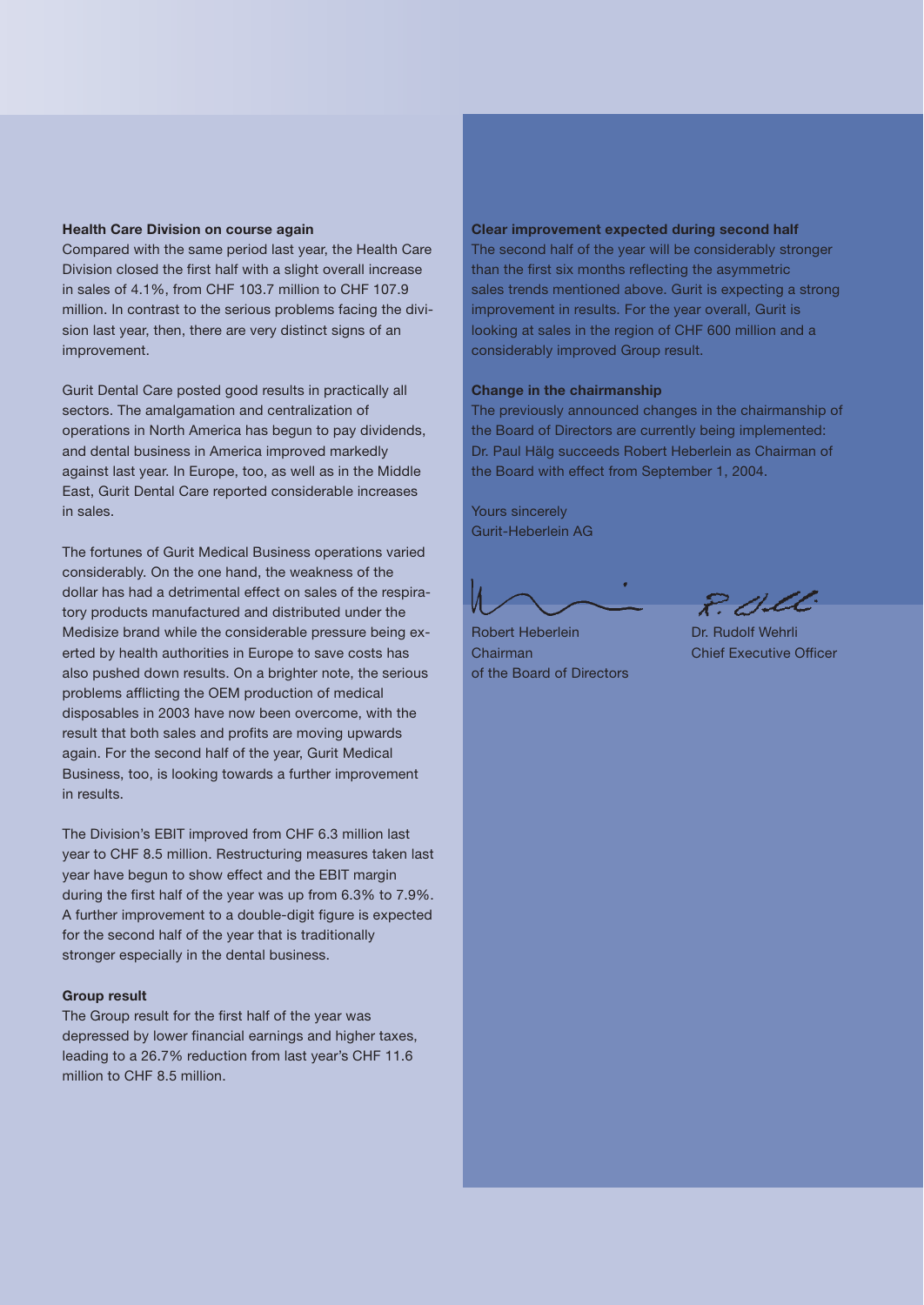### Health Care Division on course again

Compared with the same period last year, the Health Care Division closed the first half with a slight overall increase in sales of 4.1%, from CHF 103.7 million to CHF 107.9 million. In contrast to the serious problems facing the division last year, then, there are very distinct signs of an improvement.

Gurit Dental Care posted good results in practically all sectors. The amalgamation and centralization of operations in North America has begun to pay dividends, and dental business in America improved markedly against last year. In Europe, too, as well as in the Middle East, Gurit Dental Care reported considerable increases in sales.

The fortunes of Gurit Medical Business operations varied considerably. On the one hand, the weakness of the dollar has had a detrimental effect on sales of the respiratory products manufactured and distributed under the Medisize brand while the considerable pressure being exerted by health authorities in Europe to save costs has also pushed down results. On a brighter note, the serious problems afflicting the OEM production of medical disposables in 2003 have now been overcome, with the result that both sales and profits are moving upwards again. For the second half of the year, Gurit Medical Business, too, is looking towards a further improvement in results.

The Division's EBIT improved from CHF 6.3 million last year to CHF 8.5 million. Restructuring measures taken last year have begun to show effect and the EBIT margin during the first half of the year was up from 6.3% to 7.9%. A further improvement to a double-digit figure is expected for the second half of the year that is traditionally stronger especially in the dental business.

### Group result

The Group result for the first half of the year was depressed by lower financial earnings and higher taxes, leading to a 26.7% reduction from last year's CHF 11.6 million to CHF 8.5 million.

### Clear improvement expected during second half

The second half of the year will be considerably stronger than the first six months reflecting the asymmetric sales trends mentioned above. Gurit is expecting a strong improvement in results. For the year overall, Gurit is looking at sales in the region of CHF 600 million and a considerably improved Group result.

### Change in the chairmanship

The previously announced changes in the chairmanship of the Board of Directors are currently being implemented: Dr. Paul Hälg succeeds Robert Heberlein as Chairman of the Board with effect from September 1, 2004.

Yours sincerely
Gurit-Heberlein AG

Robert Heberlein
Chairman
of the Board of Directors

Dr. Rudolf Wehrli
Chief Executive Officer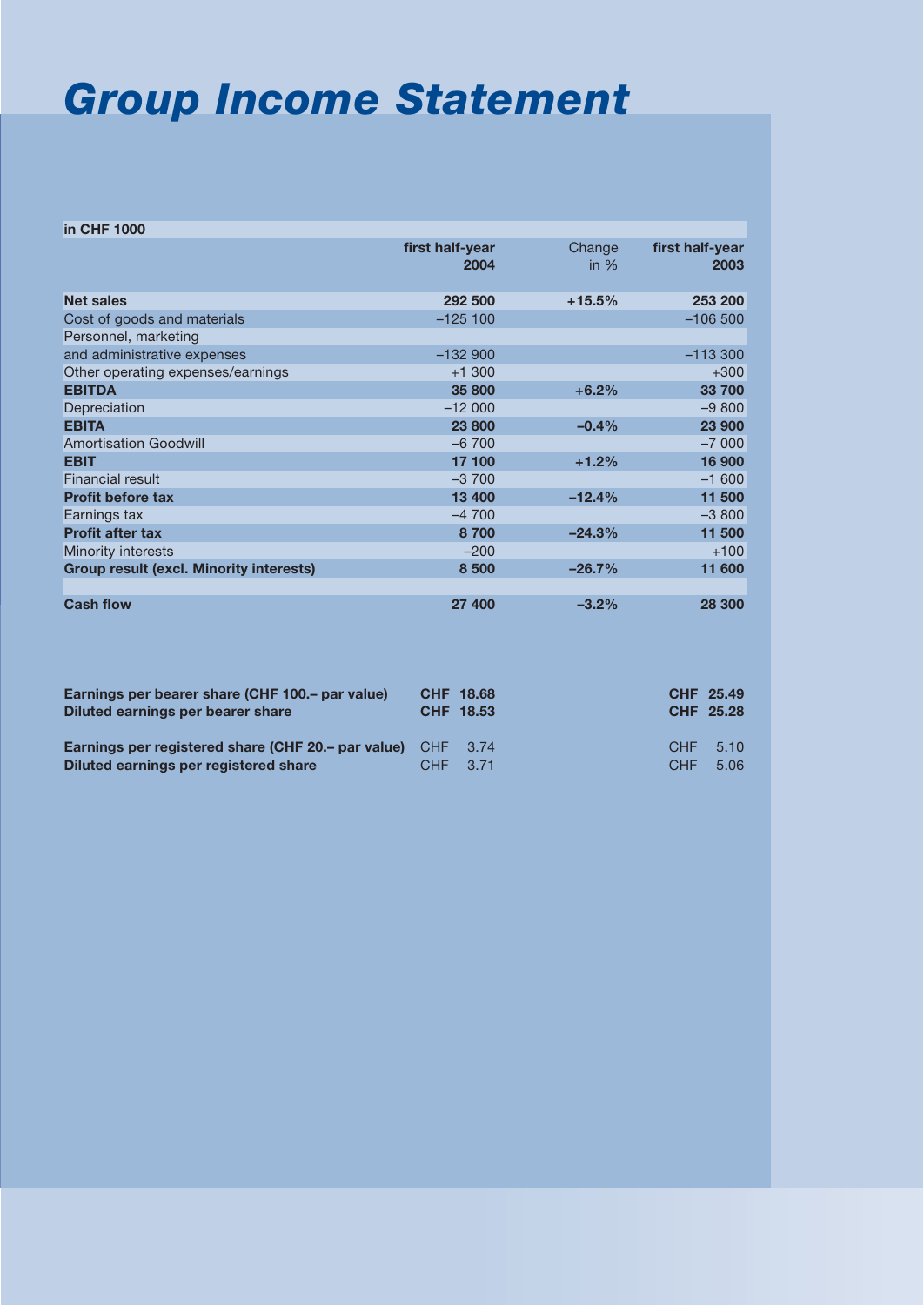# Group Income Statement

| in CHF 1000 | first half-year 2004 | Change in % | first half-year 2003 |
|---|---|---|---|
| **Net sales** | **292 500** | **+15.5%** | **253 200** |
| Cost of goods and materials | –125 100 | | –106 500 |
| Personnel, marketing and administrative expenses | –132 900 | | –113 300 |
| Other operating expenses/earnings | +1 300 | | +300 |
| **EBITDA** | **35 800** | **+6.2%** | **33 700** |
| Depreciation | –12 000 | | –9 800 |
| **EBITA** | **23 800** | **–0.4%** | **23 900** |
| Amortisation Goodwill | –6 700 | | –7 000 |
| **EBIT** | **17 100** | **+1.2%** | **16 900** |
| Financial result | –3 700 | | –1 600 |
| **Profit before tax** | **13 400** | **–12.4%** | **11 500** |
| Earnings tax | –4 700 | | –3 800 |
| **Profit after tax** | **8 700** | **–24.3%** | **11 500** |
| Minority interests | –200 | | +100 |
| **Group result (excl. Minority interests)** | **8 500** | **–26.7%** | **11 600** |
| | | | |
| **Cash flow** | **27 400** | **–3.2%** | **28 300** |

| | 2004 | 2003 |
|---|---|---|
| **Earnings per bearer share (CHF 100.– par value)** | **CHF 18.68** | **CHF 25.49** |
| **Diluted earnings per bearer share** | **CHF 18.53** | **CHF 25.28** |
| **Earnings per registered share (CHF 20.– par value)** | CHF 3.74 | CHF 5.10 |
| **Diluted earnings per registered share** | CHF 3.71 | CHF 5.06 |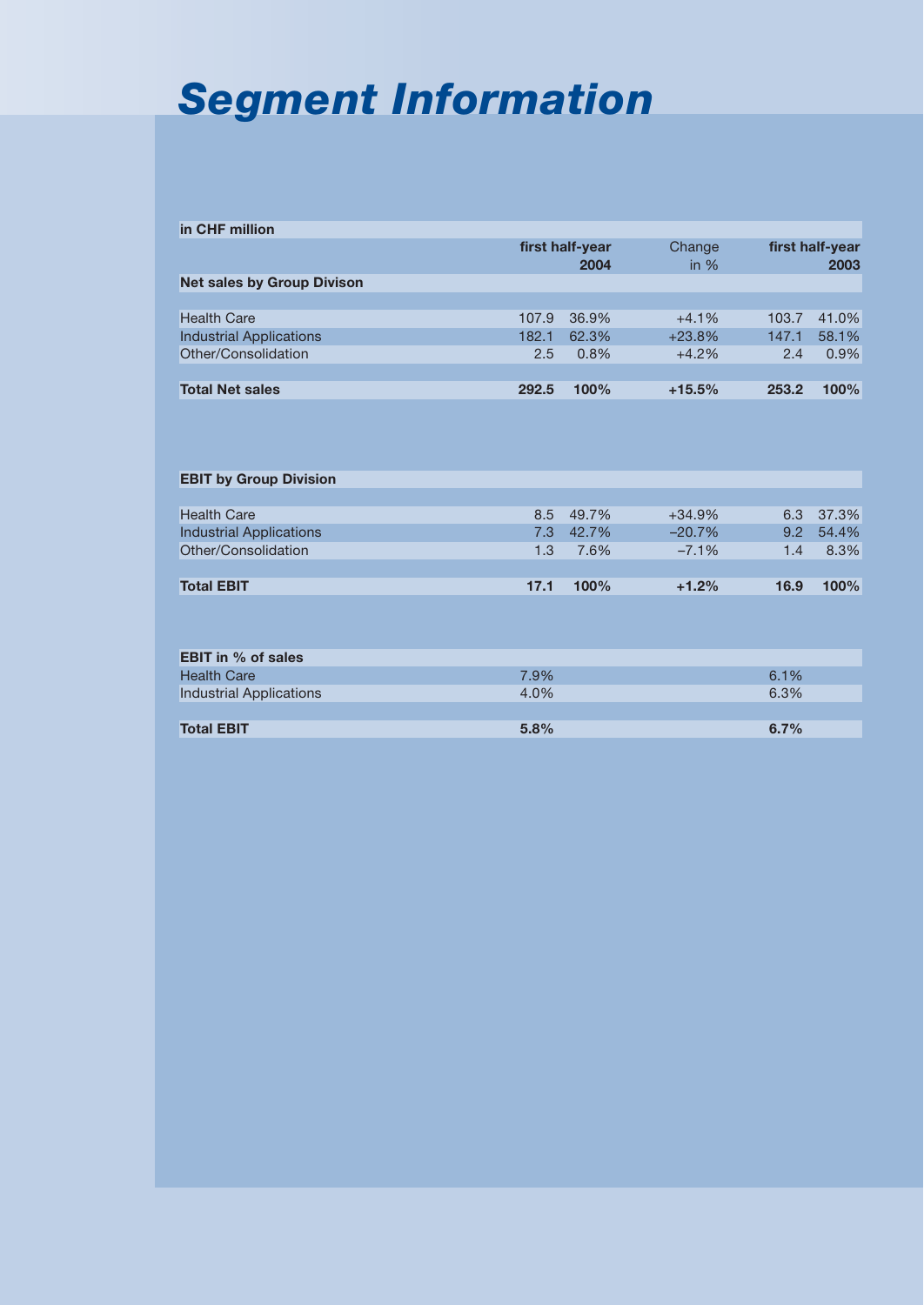# Segment Information

| in CHF million | first half-year 2004 | | Change in % | first half-year 2003 | |
|---|---|---|---|---|---|
| **Net sales by Group Divison** | | | | | |
| Health Care | 107.9 | 36.9% | +4.1% | 103.7 | 41.0% |
| Industrial Applications | 182.1 | 62.3% | +23.8% | 147.1 | 58.1% |
| Other/Consolidation | 2.5 | 0.8% | +4.2% | 2.4 | 0.9% |
| **Total Net sales** | **292.5** | **100%** | **+15.5%** | **253.2** | **100%** |
| **EBIT by Group Division** | | | | | |
| Health Care | 8.5 | 49.7% | +34.9% | 6.3 | 37.3% |
| Industrial Applications | 7.3 | 42.7% | –20.7% | 9.2 | 54.4% |
| Other/Consolidation | 1.3 | 7.6% | –7.1% | 1.4 | 8.3% |
| **Total EBIT** | **17.1** | **100%** | **+1.2%** | **16.9** | **100%** |
| **EBIT in % of sales** | | | | | |
| Health Care | 7.9% | | | 6.1% | |
| Industrial Applications | 4.0% | | | 6.3% | |
| **Total EBIT** | **5.8%** | | | **6.7%** | |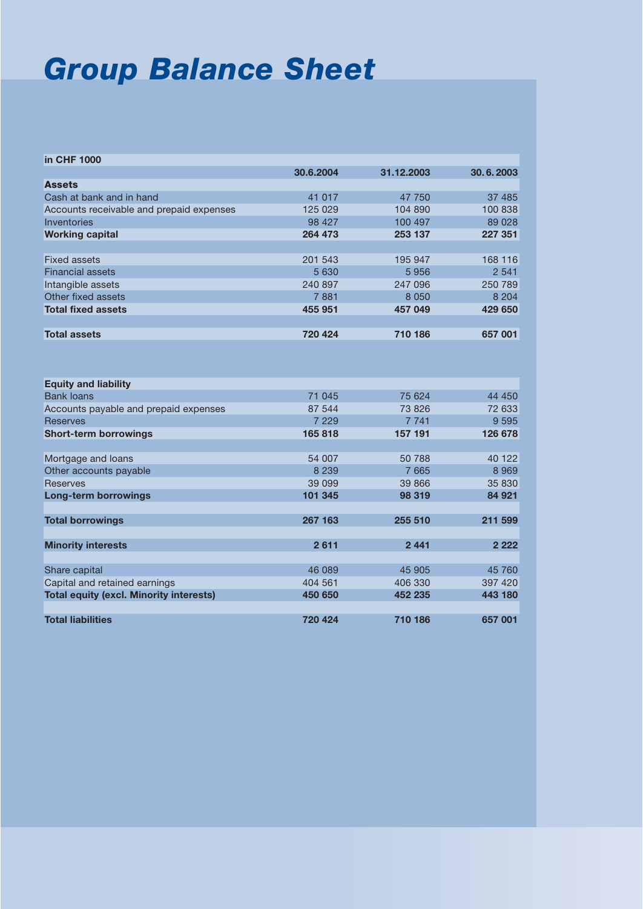# Group Balance Sheet

| in CHF 1000 | 30.6.2004 | 31.12.2003 | 30. 6. 2003 |
|---|---|---|---|
| **Assets** | | | |
| Cash at bank and in hand | 41 017 | 47 750 | 37 485 |
| Accounts receivable and prepaid expenses | 125 029 | 104 890 | 100 838 |
| Inventories | 98 427 | 100 497 | 89 028 |
| **Working capital** | **264 473** | **253 137** | **227 351** |
| | | | |
| Fixed assets | 201 543 | 195 947 | 168 116 |
| Financial assets | 5 630 | 5 956 | 2 541 |
| Intangible assets | 240 897 | 247 096 | 250 789 |
| Other fixed assets | 7 881 | 8 050 | 8 204 |
| **Total fixed assets** | **455 951** | **457 049** | **429 650** |
| | | | |
| **Total assets** | **720 424** | **710 186** | **657 001** |
| | | | |
| **Equity and liability** | | | |
| Bank loans | 71 045 | 75 624 | 44 450 |
| Accounts payable and prepaid expenses | 87 544 | 73 826 | 72 633 |
| Reserves | 7 229 | 7 741 | 9 595 |
| **Short-term borrowings** | **165 818** | **157 191** | **126 678** |
| | | | |
| Mortgage and loans | 54 007 | 50 788 | 40 122 |
| Other accounts payable | 8 239 | 7 665 | 8 969 |
| Reserves | 39 099 | 39 866 | 35 830 |
| **Long-term borrowings** | **101 345** | **98 319** | **84 921** |
| | | | |
| **Total borrowings** | **267 163** | **255 510** | **211 599** |
| | | | |
| **Minority interests** | **2 611** | **2 441** | **2 222** |
| | | | |
| Share capital | 46 089 | 45 905 | 45 760 |
| Capital and retained earnings | 404 561 | 406 330 | 397 420 |
| **Total equity (excl. Minority interests)** | **450 650** | **452 235** | **443 180** |
| | | | |
| **Total liabilities** | **720 424** | **710 186** | **657 001** |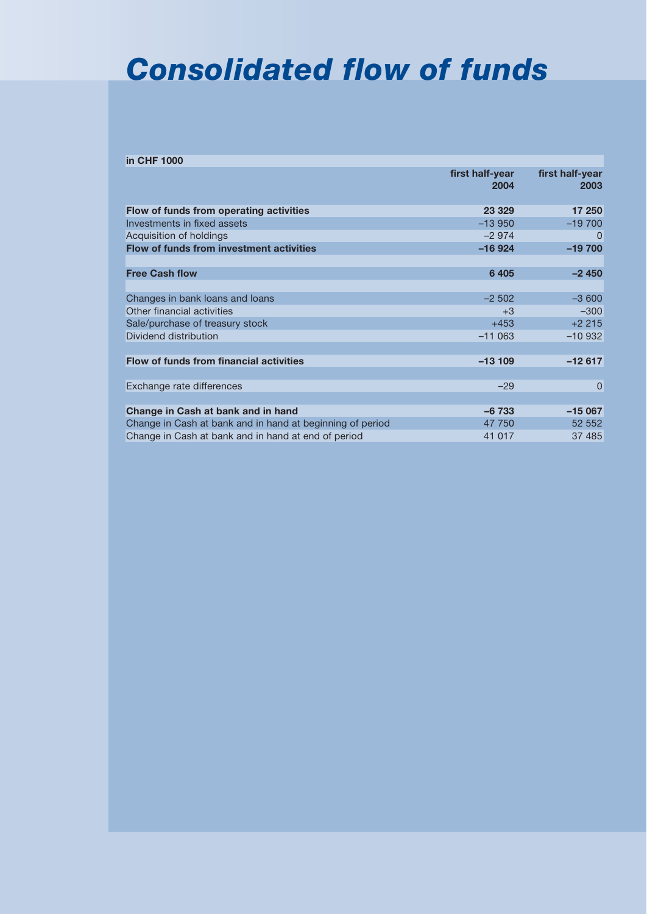# Consolidated flow of funds

| in CHF 1000 | first half-year 2004 | first half-year 2003 |
|---|---|---|
| **Flow of funds from operating activities** | **23 329** | **17 250** |
| Investments in fixed assets | –13 950 | –19 700 |
| Acquisition of holdings | –2 974 | 0 |
| **Flow of funds from investment activities** | **–16 924** | **–19 700** |
| | | |
| **Free Cash flow** | **6 405** | **–2 450** |
| | | |
| Changes in bank loans and loans | –2 502 | –3 600 |
| Other financial activities | +3 | –300 |
| Sale/purchase of treasury stock | +453 | +2 215 |
| Dividend distribution | –11 063 | –10 932 |
| | | |
| **Flow of funds from financial activities** | **–13 109** | **–12 617** |
| | | |
| Exchange rate differences | –29 | 0 |
| | | |
| **Change in Cash at bank and in hand** | **–6 733** | **–15 067** |
| Change in Cash at bank and in hand at beginning of period | 47 750 | 52 552 |
| Change in Cash at bank and in hand at end of period | 41 017 | 37 485 |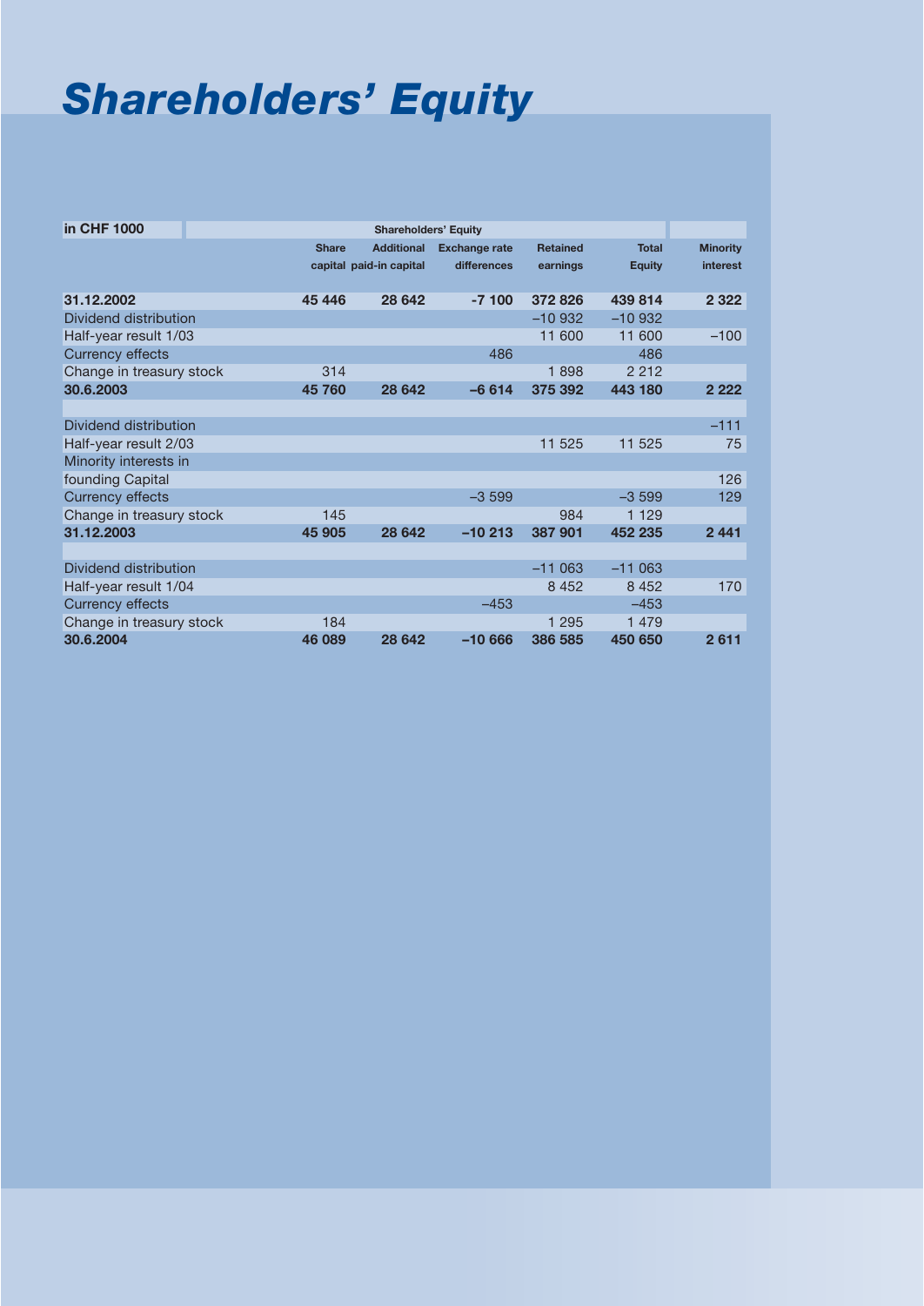# Shareholders' Equity

| in CHF 1000 | Shareholders' Equity | | | | | |
|---|---|---|---|---|---|---|
| | Share capital | Additional paid-in capital | Exchange rate differences | Retained earnings | Total Equity | Minority interest |
| **31.12.2002** | **45 446** | **28 642** | **-7 100** | **372 826** | **439 814** | **2 322** |
| Dividend distribution | | | | –10 932 | –10 932 | |
| Half-year result 1/03 | | | | 11 600 | 11 600 | –100 |
| Currency effects | | | 486 | | 486 | |
| Change in treasury stock | 314 | | | 1 898 | 2 212 | |
| **30.6.2003** | **45 760** | **28 642** | **–6 614** | **375 392** | **443 180** | **2 222** |
| | | | | | | |
| Dividend distribution | | | | | | –111 |
| Half-year result 2/03 | | | | 11 525 | 11 525 | 75 |
| Minority interests in founding Capital | | | | | | 126 |
| Currency effects | | | –3 599 | | –3 599 | 129 |
| Change in treasury stock | 145 | | | 984 | 1 129 | |
| **31.12.2003** | **45 905** | **28 642** | **–10 213** | **387 901** | **452 235** | **2 441** |
| | | | | | | |
| Dividend distribution | | | | –11 063 | –11 063 | |
| Half-year result 1/04 | | | | 8 452 | 8 452 | 170 |
| Currency effects | | | –453 | | –453 | |
| Change in treasury stock | 184 | | | 1 295 | 1 479 | |
| **30.6.2004** | **46 089** | **28 642** | **–10 666** | **386 585** | **450 650** | **2 611** |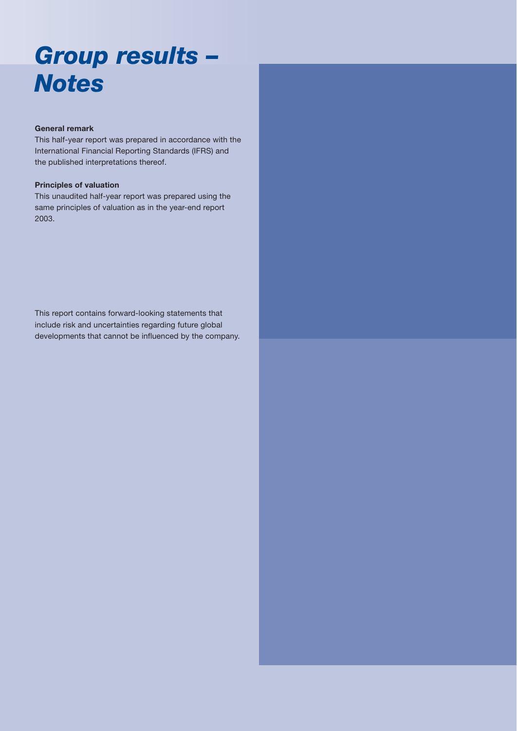# Group results – Notes

**General remark**

This half-year report was prepared in accordance with the International Financial Reporting Standards (IFRS) and the published interpretations thereof.

**Principles of valuation**

This unaudited half-year report was prepared using the same principles of valuation as in the year-end report 2003.

This report contains forward-looking statements that include risk and uncertainties regarding future global developments that cannot be influenced by the company.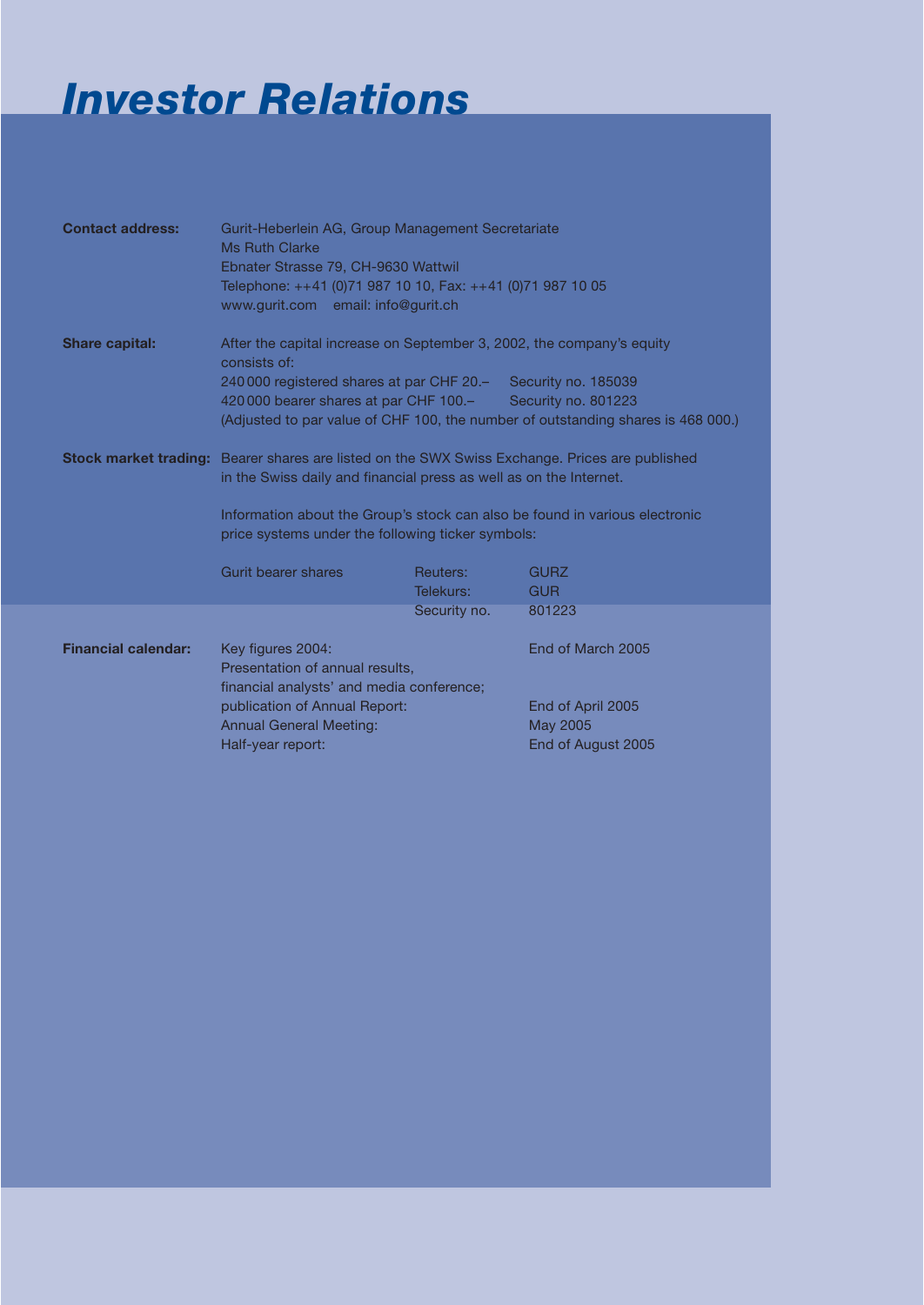# Investor Relations

**Contact address:** Gurit-Heberlein AG, Group Management Secretariate
Ms Ruth Clarke
Ebnater Strasse 79, CH-9630 Wattwil
Telephone: ++41 (0)71 987 10 10, Fax: ++41 (0)71 987 10 05
www.gurit.com email: info@gurit.ch

**Share capital:** After the capital increase on September 3, 2002, the company's equity consists of:
240 000 registered shares at par CHF 20.– Security no. 185039
420 000 bearer shares at par CHF 100.– Security no. 801223
(Adjusted to par value of CHF 100, the number of outstanding shares is 468 000.)

**Stock market trading:** Bearer shares are listed on the SWX Swiss Exchange. Prices are published in the Swiss daily and financial press as well as on the Internet.

Information about the Group's stock can also be found in various electronic price systems under the following ticker symbols:

| | | |
|---|---|---|
| Gurit bearer shares | Reuters: | GURZ |
| | Telekurs: | GUR |
| | Security no. | 801223 |

**Financial calendar:**

| | |
|---|---|
| Key figures 2004: | End of March 2005 |
| Presentation of annual results, financial analysts' and media conference; publication of Annual Report: | End of April 2005 |
| Annual General Meeting: | May 2005 |
| Half-year report: | End of August 2005 |